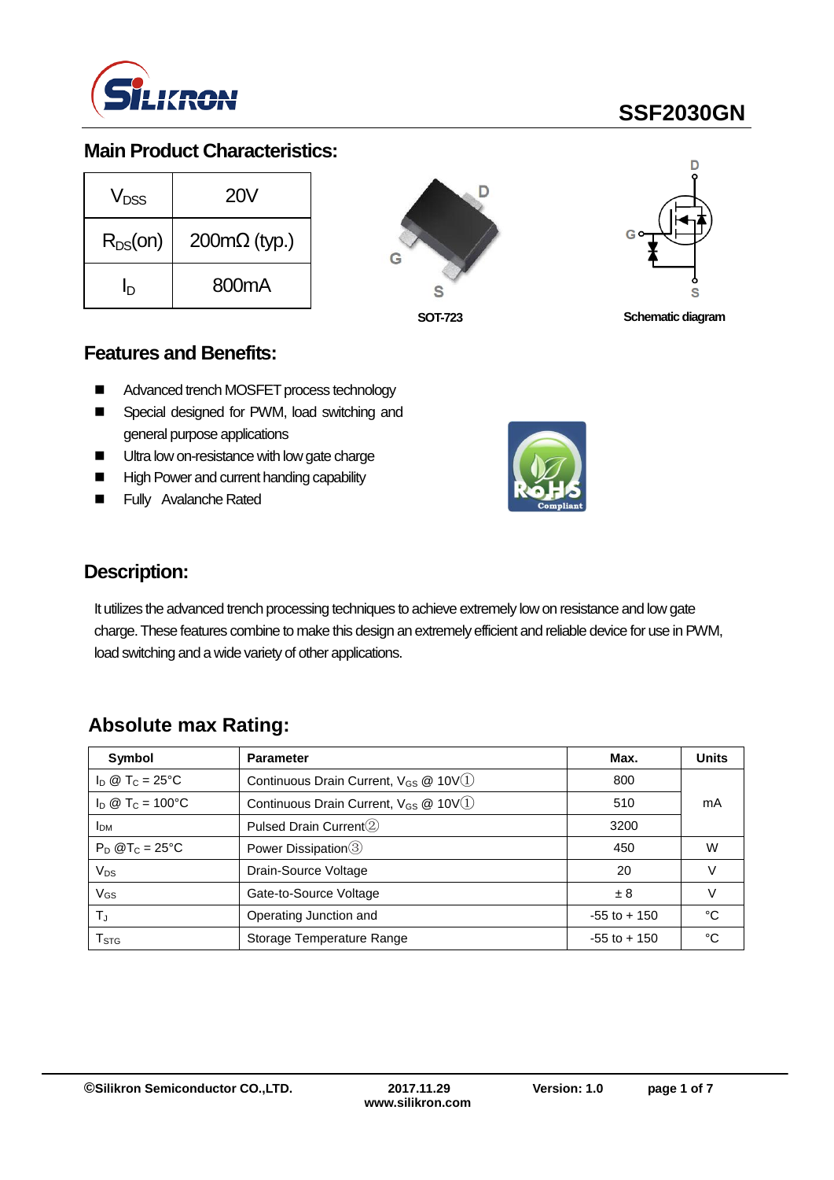# SSF2030GN

## Main Product Characteristics:

| | |
|---|---|
| $V_{DSS}$ | 20V |
| $R_{DS}$(on) | 200mΩ (typ.) |
| $I_D$ | 800mA |

SOT-723

Schematic diagram

## Features and Benefits:

- Advanced trench MOSFET process technology
- Special designed for PWM, load switching and general purpose applications
- Ultra low on-resistance with low gate charge
- High Power and current handing capability
- Fully Avalanche Rated

## Description:

It utilizes the advanced trench processing techniques to achieve extremely low on resistance and low gate charge. These features combine to make this design an extremely efficient and reliable device for use in PWM, load switching and a wide variety of other applications.

## Absolute max Rating:

| Symbol | Parameter | Max. | Units |
|---|---|---|---|
| $I_D$ @ $T_C$ = 25°C | Continuous Drain Current, $V_{GS}$ @ 10V① | 800 | mA |
| $I_D$ @ $T_C$ = 100°C | Continuous Drain Current, $V_{GS}$ @ 10V① | 510 | |
| $I_{DM}$ | Pulsed Drain Current② | 3200 | |
| $P_D$ @$T_C$ = 25°C | Power Dissipation③ | 450 | W |
| $V_{DS}$ | Drain-Source Voltage | 20 | V |
| $V_{GS}$ | Gate-to-Source Voltage | ± 8 | V |
| $T_J$ | Operating Junction and | -55 to + 150 | °C |
| $T_{STG}$ | Storage Temperature Range | -55 to + 150 | °C |

©Silikron Semiconductor CO.,LTD. 2017.11.29 www.silikron.com Version: 1.0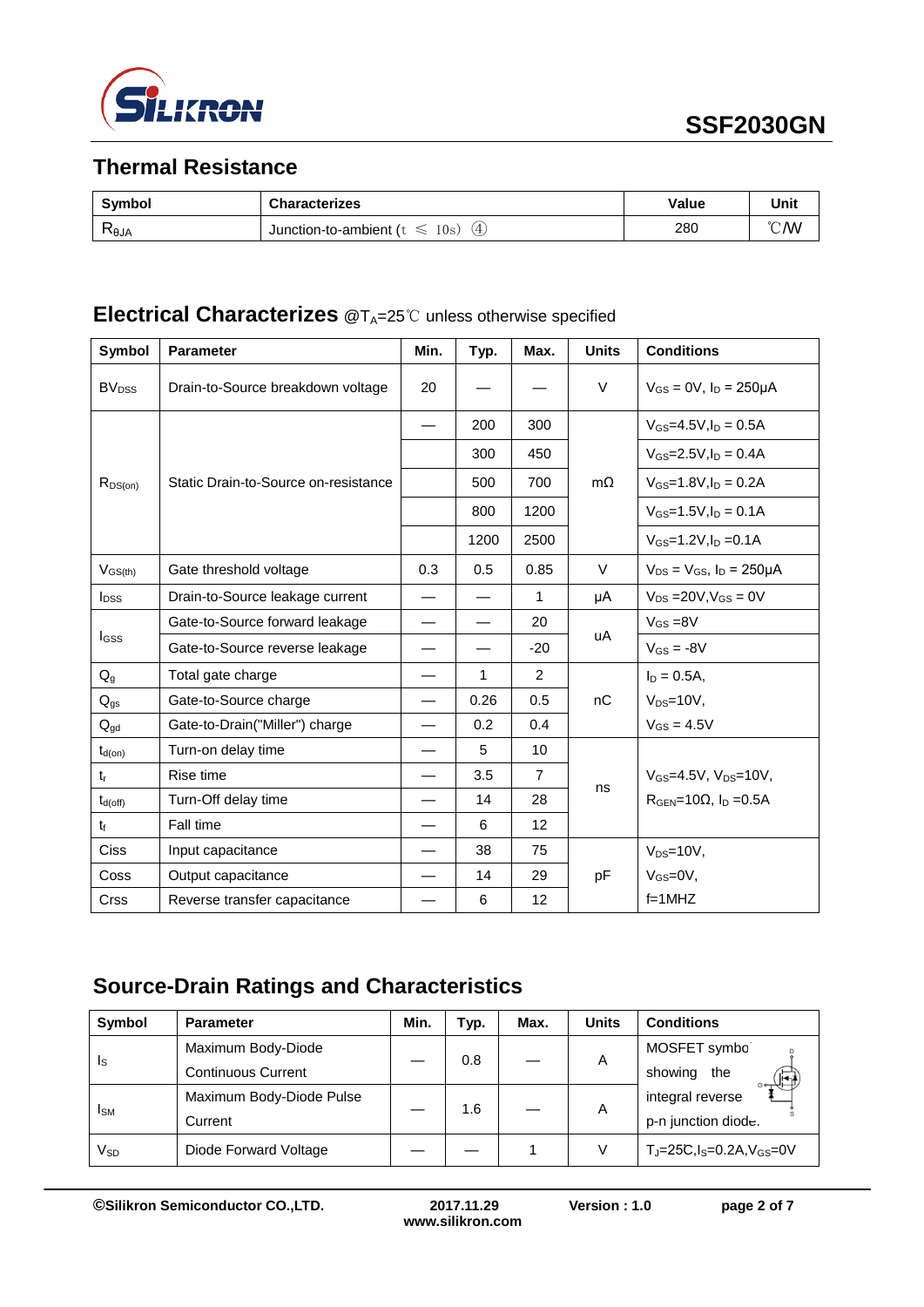## Thermal Resistance

| Symbol | Characterizes | Value | Unit |
|---|---|---|---|
| $R_{\theta JA}$ | Junction-to-ambient ($t \leq 10s$) ④ | 280 | ℃/W |

## Electrical Characterizes @$T_A$=25℃ unless otherwise specified

| Symbol | Parameter | Min. | Typ. | Max. | Units | Conditions |
|---|---|---|---|---|---|---|
| $BV_{DSS}$ | Drain-to-Source breakdown voltage | 20 | — | — | V | $V_{GS}$ = 0V, $I_D$ = 250μA |
| $R_{DS(on)}$ | Static Drain-to-Source on-resistance | — | 200 | 300 | mΩ | $V_{GS}$=4.5V,$I_D$ = 0.5A |
| | | | 300 | 450 | | $V_{GS}$=2.5V,$I_D$ = 0.4A |
| | | | 500 | 700 | | $V_{GS}$=1.8V,$I_D$ = 0.2A |
| | | | 800 | 1200 | | $V_{GS}$=1.5V,$I_D$ = 0.1A |
| | | | 1200 | 2500 | | $V_{GS}$=1.2V,$I_D$ =0.1A |
| $V_{GS(th)}$ | Gate threshold voltage | 0.3 | 0.5 | 0.85 | V | $V_{DS}$ = $V_{GS}$, $I_D$ = 250μA |
| $I_{DSS}$ | Drain-to-Source leakage current | — | — | 1 | μA | $V_{DS}$ =20V,$V_{GS}$ = 0V |
| $I_{GSS}$ | Gate-to-Source forward leakage | — | — | 20 | uA | $V_{GS}$ =8V |
| | Gate-to-Source reverse leakage | — | — | -20 | | $V_{GS}$ = -8V |
| $Q_g$ | Total gate charge | — | 1 | 2 | nC | $I_D$ = 0.5A, |
| $Q_{gs}$ | Gate-to-Source charge | — | 0.26 | 0.5 | | $V_{DS}$=10V, |
| $Q_{gd}$ | Gate-to-Drain("Miller") charge | — | 0.2 | 0.4 | | $V_{GS}$ = 4.5V |
| $t_{d(on)}$ | Turn-on delay time | — | 5 | 10 | ns | $V_{GS}$=4.5V, $V_{DS}$=10V, |
| $t_r$ | Rise time | — | 3.5 | 7 | | $R_{GEN}$=10Ω, $I_D$ =0.5A |
| $t_{d(off)}$ | Turn-Off delay time | — | 14 | 28 | | |
| $t_f$ | Fall time | — | 6 | 12 | | |
| Ciss | Input capacitance | — | 38 | 75 | pF | $V_{DS}$=10V, |
| Coss | Output capacitance | — | 14 | 29 | | $V_{GS}$=0V, |
| Crss | Reverse transfer capacitance | — | 6 | 12 | | f=1MHZ |

## Source-Drain Ratings and Characteristics

| Symbol | Parameter | Min. | Typ. | Max. | Units | Conditions |
|---|---|---|---|---|---|---|
| $I_S$ | Maximum Body-Diode Continuous Current | — | 0.8 | — | A | MOSFET symbol showing the integral reverse p-n junction diode. |
| $I_{SM}$ | Maximum Body-Diode Pulse Current | — | 1.6 | — | A | |
| $V_{SD}$ | Diode Forward Voltage | — | — | 1 | V | $T_J$=25℃,$I_S$=0.2A,$V_{GS}$=0V |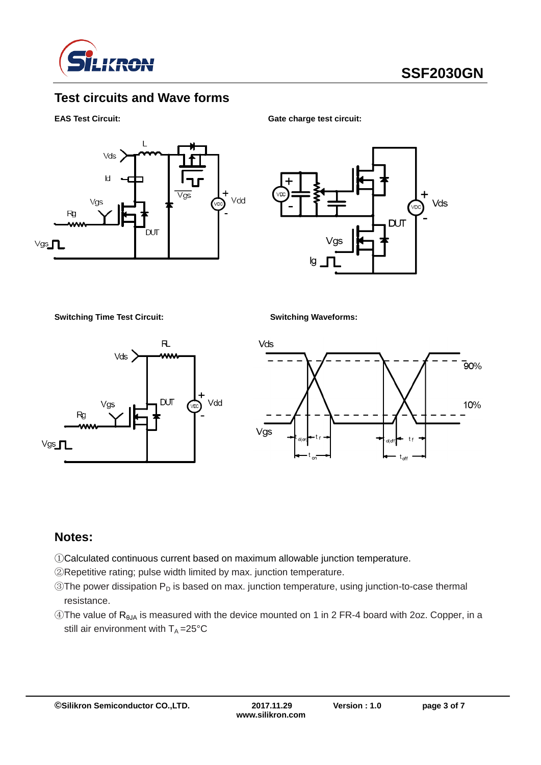## Test circuits and Wave forms

**EAS Test Circuit:**

**Gate charge test circuit:**

**Switching Time Test Circuit:**

**Switching Waveforms:**

## Notes:

①Calculated continuous current based on maximum allowable junction temperature.

②Repetitive rating; pulse width limited by max. junction temperature.

③The power dissipation $P_D$ is based on max. junction temperature, using junction-to-case thermal resistance.

④The value of $R_{\theta JA}$ is measured with the device mounted on 1 in 2 FR-4 board with 2oz. Copper, in a still air environment with $T_A$ =25°C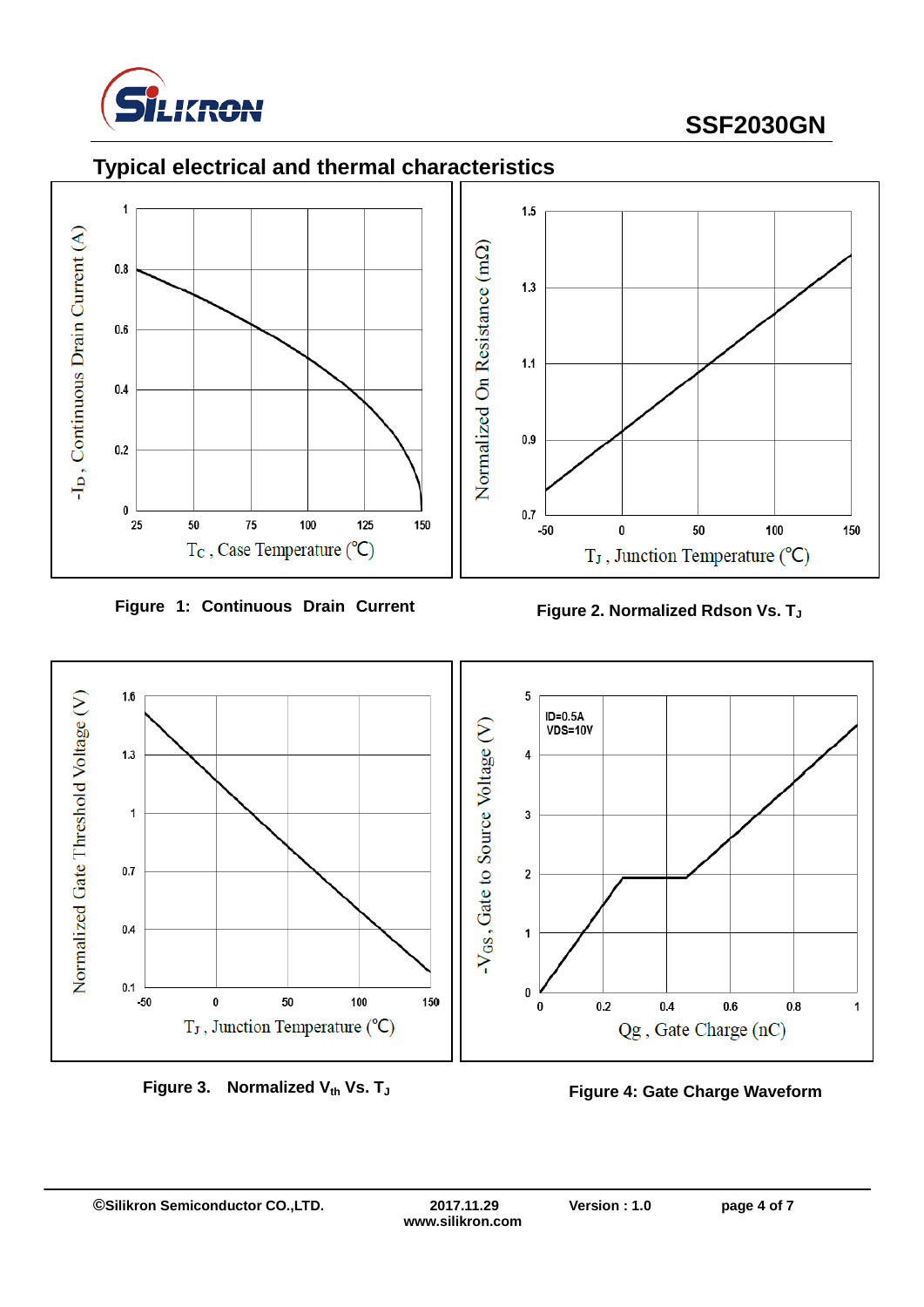## Typical electrical and thermal characteristics

Figure 1: Continuous Drain Current

Figure 2. Normalized Rdson Vs. $T_J$

Figure 3. Normalized $V_{th}$ Vs. $T_J$

Figure 4: Gate Charge Waveform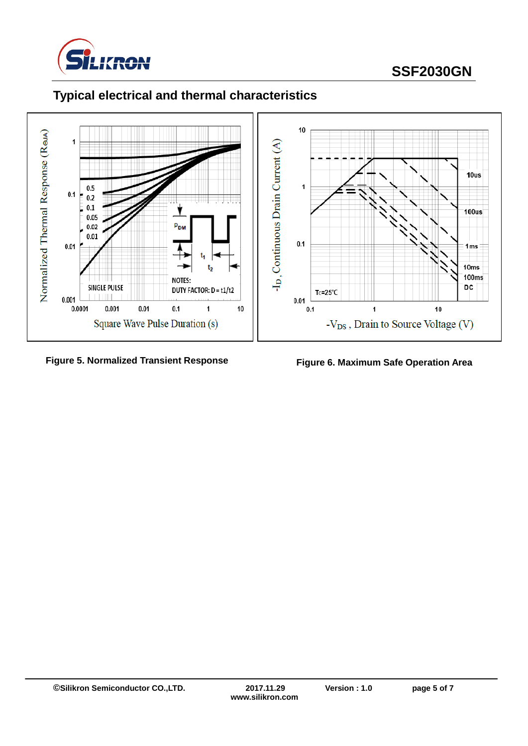## Typical electrical and thermal characteristics

Figure 5. Normalized Transient Response

Figure 6. Maximum Safe Operation Area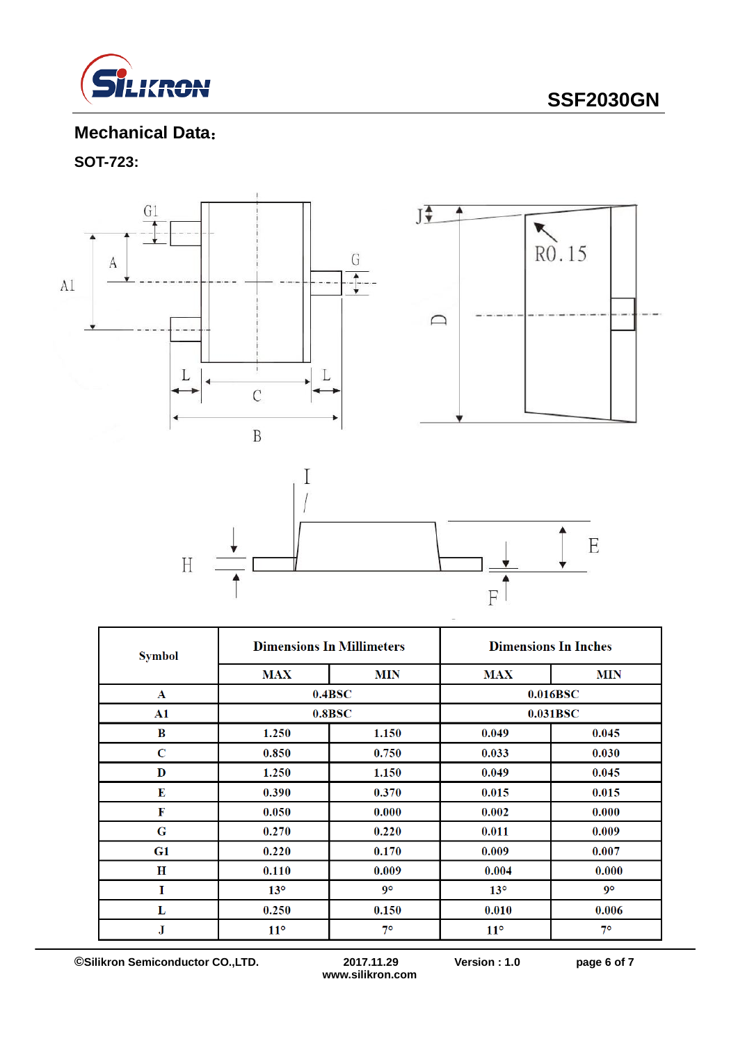## Mechanical Data：

### SOT-723:

| Symbol | Dimensions In Millimeters | | Dimensions In Inches | |
|---|---|---|---|---|
| | MAX | MIN | MAX | MIN |
| A | 0.4BSC | | 0.016BSC | |
| A1 | 0.8BSC | | 0.031BSC | |
| B | 1.250 | 1.150 | 0.049 | 0.045 |
| C | 0.850 | 0.750 | 0.033 | 0.030 |
| D | 1.250 | 1.150 | 0.049 | 0.045 |
| E | 0.390 | 0.370 | 0.015 | 0.015 |
| F | 0.050 | 0.000 | 0.002 | 0.000 |
| G | 0.270 | 0.220 | 0.011 | 0.009 |
| G1 | 0.220 | 0.170 | 0.009 | 0.007 |
| H | 0.110 | 0.009 | 0.004 | 0.000 |
| I | 13° | 9° | 13° | 9° |
| L | 0.250 | 0.150 | 0.010 | 0.006 |
| J | 11° | 7° | 11° | 7° |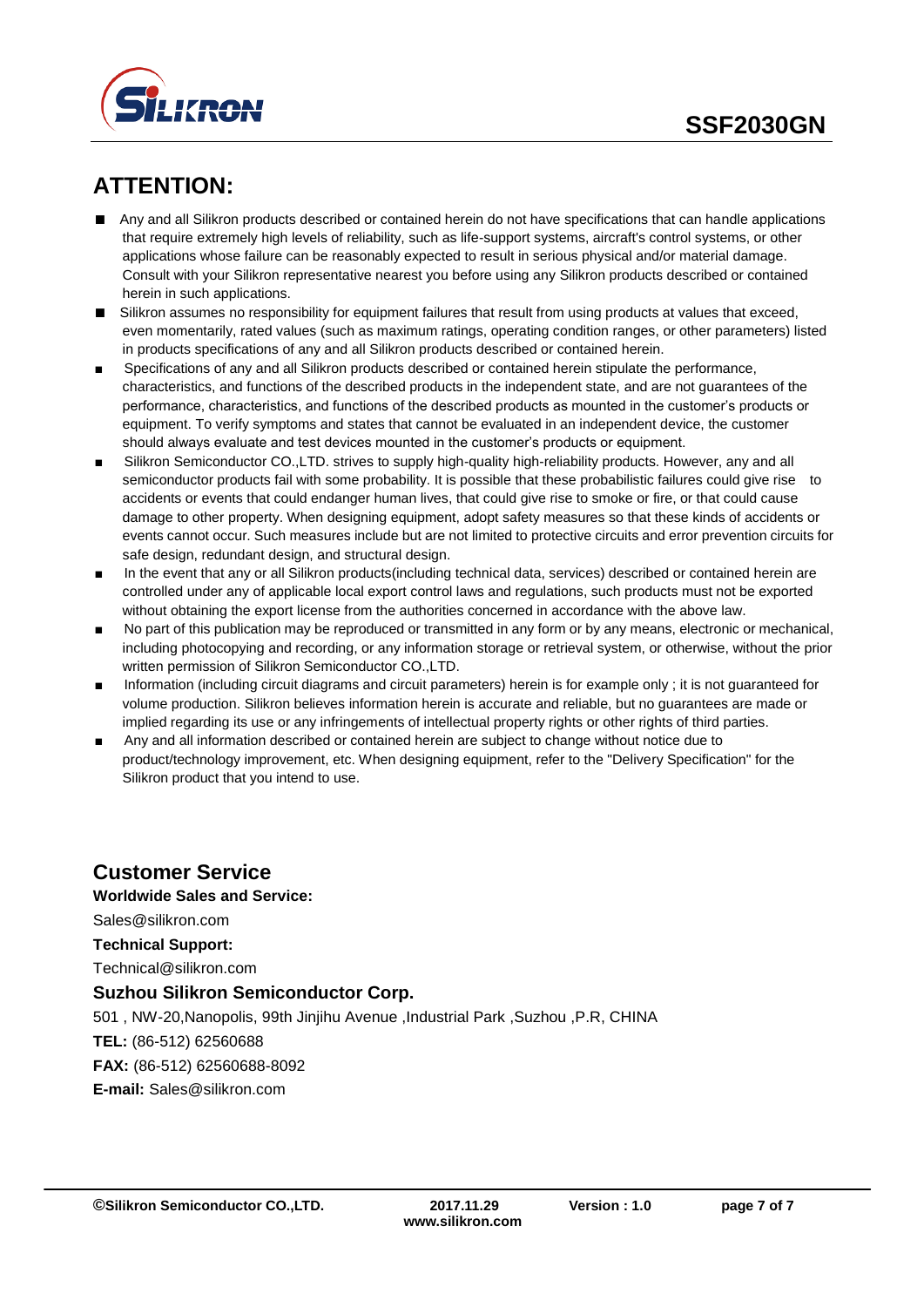## ATTENTION:

- Any and all Silikron products described or contained herein do not have specifications that can handle applications that require extremely high levels of reliability, such as life-support systems, aircraft's control systems, or other applications whose failure can be reasonably expected to result in serious physical and/or material damage. Consult with your Silikron representative nearest you before using any Silikron products described or contained herein in such applications.
- Silikron assumes no responsibility for equipment failures that result from using products at values that exceed, even momentarily, rated values (such as maximum ratings, operating condition ranges, or other parameters) listed in products specifications of any and all Silikron products described or contained herein.
- Specifications of any and all Silikron products described or contained herein stipulate the performance, characteristics, and functions of the described products in the independent state, and are not guarantees of the performance, characteristics, and functions of the described products as mounted in the customer's products or equipment. To verify symptoms and states that cannot be evaluated in an independent device, the customer should always evaluate and test devices mounted in the customer's products or equipment.
- Silikron Semiconductor CO.,LTD. strives to supply high-quality high-reliability products. However, any and all semiconductor products fail with some probability. It is possible that these probabilistic failures could give rise to accidents or events that could endanger human lives, that could give rise to smoke or fire, or that could cause damage to other property. When designing equipment, adopt safety measures so that these kinds of accidents or events cannot occur. Such measures include but are not limited to protective circuits and error prevention circuits for safe design, redundant design, and structural design.
- In the event that any or all Silikron products(including technical data, services) described or contained herein are controlled under any of applicable local export control laws and regulations, such products must not be exported without obtaining the export license from the authorities concerned in accordance with the above law.
- No part of this publication may be reproduced or transmitted in any form or by any means, electronic or mechanical, including photocopying and recording, or any information storage or retrieval system, or otherwise, without the prior written permission of Silikron Semiconductor CO.,LTD.
- Information (including circuit diagrams and circuit parameters) herein is for example only ; it is not guaranteed for volume production. Silikron believes information herein is accurate and reliable, but no guarantees are made or implied regarding its use or any infringements of intellectual property rights or other rights of third parties.
- Any and all information described or contained herein are subject to change without notice due to product/technology improvement, etc. When designing equipment, refer to the "Delivery Specification" for the Silikron product that you intend to use.

## Customer Service

**Worldwide Sales and Service:**

Sales@silikron.com

**Technical Support:**

Technical@silikron.com

### Suzhou Silikron Semiconductor Corp.

501 , NW-20,Nanopolis, 99th Jinjihu Avenue ,Industrial Park ,Suzhou ,P.R, CHINA

**TEL:** (86-512) 62560688

**FAX:** (86-512) 62560688-8092

**E-mail:** Sales@silikron.com